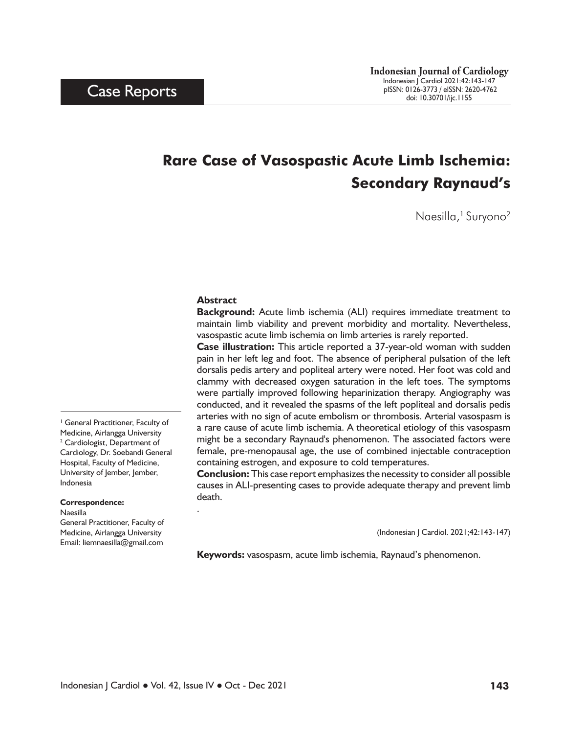Case Reports

# Rare Case of Vasospastic Acute Limb Ischemia: Secondary Raynaud's

Naesilla,[1] Suryono[2]

[1] General Practitioner, Faculty of Medicine, Airlangga University
[2] Cardiologist, Department of Cardiology, Dr. Soebandi General Hospital, Faculty of Medicine, University of Jember, Jember, Indonesia

**Correspondence:**
Naesilla
General Practitioner, Faculty of Medicine, Airlangga University
Email: liemnaesilla@gmail.com

### Abstract

**Background:** Acute limb ischemia (ALI) requires immediate treatment to maintain limb viability and prevent morbidity and mortality. Nevertheless, vasospastic acute limb ischemia on limb arteries is rarely reported.

**Case illustration:** This article reported a 37-year-old woman with sudden pain in her left leg and foot. The absence of peripheral pulsation of the left dorsalis pedis artery and popliteal artery were noted. Her foot was cold and clammy with decreased oxygen saturation in the left toes. The symptoms were partially improved following heparinization therapy. Angiography was conducted, and it revealed the spasms of the left popliteal and dorsalis pedis arteries with no sign of acute embolism or thrombosis. Arterial vasospasm is a rare cause of acute limb ischemia. A theoretical etiology of this vasospasm might be a secondary Raynaud's phenomenon. The associated factors were female, pre-menopausal age, the use of combined injectable contraception containing estrogen, and exposure to cold temperatures.

**Conclusion:** This case report emphasizes the necessity to consider all possible causes in ALI-presenting cases to provide adequate therapy and prevent limb death.

.

(Indonesian J Cardiol. 2021;42:143-147)

**Keywords:** vasospasm, acute limb ischemia, Raynaud's phenomenon.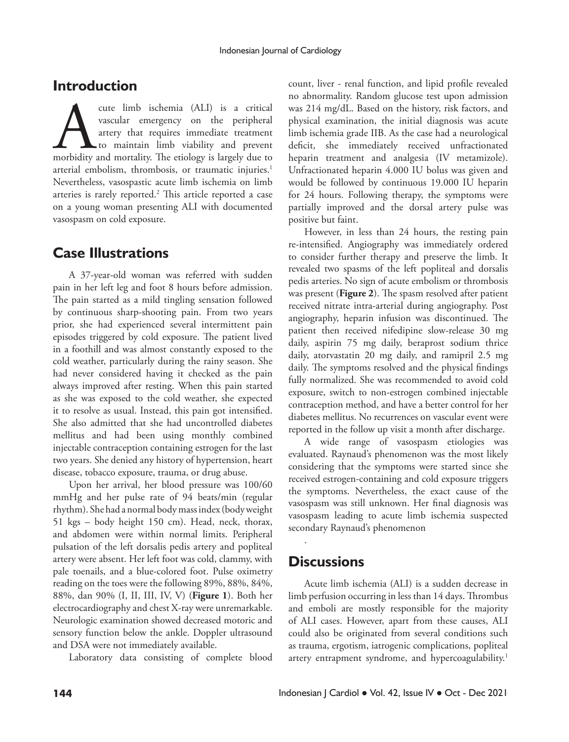## Introduction

Acute limb ischemia (ALI) is a critical vascular emergency on the peripheral artery that requires immediate treatment to maintain limb viability and prevent morbidity and mortality. The etiology is largely due to arterial embolism, thrombosis, or traumatic injuries.[1] Nevertheless, vasospastic acute limb ischemia on limb arteries is rarely reported.[2] This article reported a case on a young woman presenting ALI with documented vasospasm on cold exposure.

## Case Illustrations

A 37-year-old woman was referred with sudden pain in her left leg and foot 8 hours before admission. The pain started as a mild tingling sensation followed by continuous sharp-shooting pain. From two years prior, she had experienced several intermittent pain episodes triggered by cold exposure. The patient lived in a foothill and was almost constantly exposed to the cold weather, particularly during the rainy season. She had never considered having it checked as the pain always improved after resting. When this pain started as she was exposed to the cold weather, she expected it to resolve as usual. Instead, this pain got intensified. She also admitted that she had uncontrolled diabetes mellitus and had been using monthly combined injectable contraception containing estrogen for the last two years. She denied any history of hypertension, heart disease, tobacco exposure, trauma, or drug abuse.

Upon her arrival, her blood pressure was 100/60 mmHg and her pulse rate of 94 beats/min (regular rhythm). She had a normal body mass index (body weight 51 kgs – body height 150 cm). Head, neck, thorax, and abdomen were within normal limits. Peripheral pulsation of the left dorsalis pedis artery and popliteal artery were absent. Her left foot was cold, clammy, with pale toenails, and a blue-colored foot. Pulse oximetry reading on the toes were the following 89%, 88%, 84%, 88%, dan 90% (I, II, III, IV, V) (**Figure 1**). Both her electrocardiography and chest X-ray were unremarkable. Neurologic examination showed decreased motoric and sensory function below the ankle. Doppler ultrasound and DSA were not immediately available.

Laboratory data consisting of complete blood count, liver - renal function, and lipid profile revealed no abnormality. Random glucose test upon admission was 214 mg/dL. Based on the history, risk factors, and physical examination, the initial diagnosis was acute limb ischemia grade IIB. As the case had a neurological deficit, she immediately received unfractionated heparin treatment and analgesia (IV metamizole). Unfractionated heparin 4.000 IU bolus was given and would be followed by continuous 19.000 IU heparin for 24 hours. Following therapy, the symptoms were partially improved and the dorsal artery pulse was positive but faint.

However, in less than 24 hours, the resting pain re-intensified. Angiography was immediately ordered to consider further therapy and preserve the limb. It revealed two spasms of the left popliteal and dorsalis pedis arteries. No sign of acute embolism or thrombosis was present (**Figure 2**). The spasm resolved after patient received nitrate intra-arterial during angiography. Post angiography, heparin infusion was discontinued. The patient then received nifedipine slow-release 30 mg daily, aspirin 75 mg daily, beraprost sodium thrice daily, atorvastatin 20 mg daily, and ramipril 2.5 mg daily. The symptoms resolved and the physical findings fully normalized. She was recommended to avoid cold exposure, switch to non-estrogen combined injectable contraception method, and have a better control for her diabetes mellitus. No recurrences on vascular event were reported in the follow up visit a month after discharge.

A wide range of vasospasm etiologies was evaluated. Raynaud's phenomenon was the most likely considering that the symptoms were started since she received estrogen-containing and cold exposure triggers the symptoms. Nevertheless, the exact cause of the vasospasm was still unknown. Her final diagnosis was vasospasm leading to acute limb ischemia suspected secondary Raynaud's phenomenon

.

## Discussions

Acute limb ischemia (ALI) is a sudden decrease in limb perfusion occurring in less than 14 days. Thrombus and emboli are mostly responsible for the majority of ALI cases. However, apart from these causes, ALI could also be originated from several conditions such as trauma, ergotism, iatrogenic complications, popliteal artery entrapment syndrome, and hypercoagulability.[1]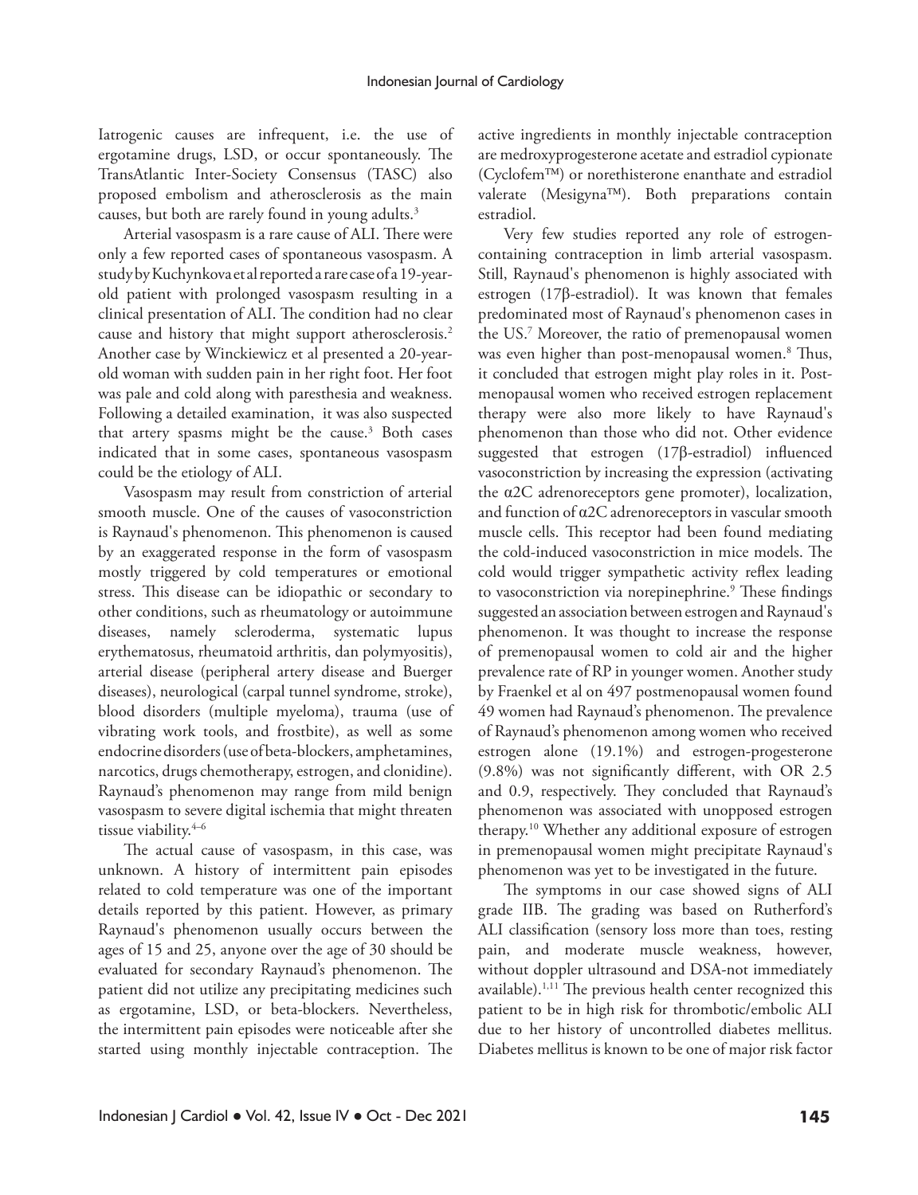Iatrogenic causes are infrequent, i.e. the use of ergotamine drugs, LSD, or occur spontaneously. The TransAtlantic Inter-Society Consensus (TASC) also proposed embolism and atherosclerosis as the main causes, but both are rarely found in young adults.[3]

Arterial vasospasm is a rare cause of ALI. There were only a few reported cases of spontaneous vasospasm. A study by Kuchynkova et al reported a rare case of a 19-year-old patient with prolonged vasospasm resulting in a clinical presentation of ALI. The condition had no clear cause and history that might support atherosclerosis.[2] Another case by Winckiewicz et al presented a 20-year-old woman with sudden pain in her right foot. Her foot was pale and cold along with paresthesia and weakness. Following a detailed examination, it was also suspected that artery spasms might be the cause.[3] Both cases indicated that in some cases, spontaneous vasospasm could be the etiology of ALI.

Vasospasm may result from constriction of arterial smooth muscle. One of the causes of vasoconstriction is Raynaud's phenomenon. This phenomenon is caused by an exaggerated response in the form of vasospasm mostly triggered by cold temperatures or emotional stress. This disease can be idiopathic or secondary to other conditions, such as rheumatology or autoimmune diseases, namely scleroderma, systematic lupus erythematosus, rheumatoid arthritis, dan polymyositis), arterial disease (peripheral artery disease and Buerger diseases), neurological (carpal tunnel syndrome, stroke), blood disorders (multiple myeloma), trauma (use of vibrating work tools, and frostbite), as well as some endocrine disorders (use of beta-blockers, amphetamines, narcotics, drugs chemotherapy, estrogen, and clonidine). Raynaud's phenomenon may range from mild benign vasospasm to severe digital ischemia that might threaten tissue viability.[4–6]

The actual cause of vasospasm, in this case, was unknown. A history of intermittent pain episodes related to cold temperature was one of the important details reported by this patient. However, as primary Raynaud's phenomenon usually occurs between the ages of 15 and 25, anyone over the age of 30 should be evaluated for secondary Raynaud's phenomenon. The patient did not utilize any precipitating medicines such as ergotamine, LSD, or beta-blockers. Nevertheless, the intermittent pain episodes were noticeable after she started using monthly injectable contraception. The active ingredients in monthly injectable contraception are medroxyprogesterone acetate and estradiol cypionate (Cyclofem™) or norethisterone enanthate and estradiol valerate (Mesigyna™). Both preparations contain estradiol.

Very few studies reported any role of estrogen-containing contraception in limb arterial vasospasm. Still, Raynaud's phenomenon is highly associated with estrogen (17β-estradiol). It was known that females predominated most of Raynaud's phenomenon cases in the US.[7] Moreover, the ratio of premenopausal women was even higher than post-menopausal women.[8] Thus, it concluded that estrogen might play roles in it. Post-menopausal women who received estrogen replacement therapy were also more likely to have Raynaud's phenomenon than those who did not. Other evidence suggested that estrogen (17β-estradiol) influenced vasoconstriction by increasing the expression (activating the α2C adrenoreceptors gene promoter), localization, and function of α2C adrenoreceptors in vascular smooth muscle cells. This receptor had been found mediating the cold-induced vasoconstriction in mice models. The cold would trigger sympathetic activity reflex leading to vasoconstriction via norepinephrine.[9] These findings suggested an association between estrogen and Raynaud's phenomenon. It was thought to increase the response of premenopausal women to cold air and the higher prevalence rate of RP in younger women. Another study by Fraenkel et al on 497 postmenopausal women found 49 women had Raynaud's phenomenon. The prevalence of Raynaud's phenomenon among women who received estrogen alone (19.1%) and estrogen-progesterone (9.8%) was not significantly different, with OR 2.5 and 0.9, respectively. They concluded that Raynaud's phenomenon was associated with unopposed estrogen therapy.[10] Whether any additional exposure of estrogen in premenopausal women might precipitate Raynaud's phenomenon was yet to be investigated in the future.

The symptoms in our case showed signs of ALI grade IIB. The grading was based on Rutherford's ALI classification (sensory loss more than toes, resting pain, and moderate muscle weakness, however, without doppler ultrasound and DSA-not immediately available).[1,11] The previous health center recognized this patient to be in high risk for thrombotic/embolic ALI due to her history of uncontrolled diabetes mellitus. Diabetes mellitus is known to be one of major risk factor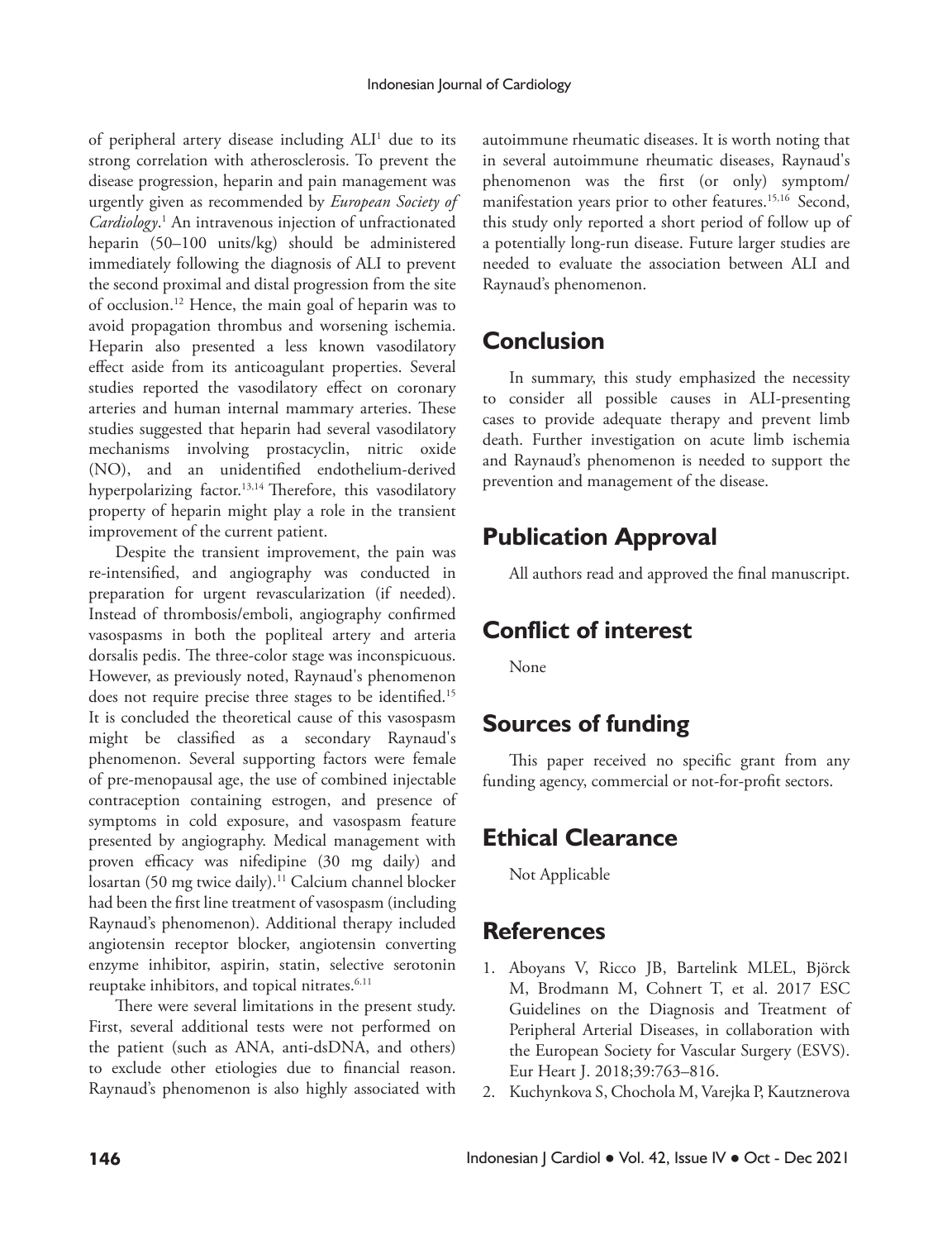of peripheral artery disease including ALI[1] due to its strong correlation with atherosclerosis. To prevent the disease progression, heparin and pain management was urgently given as recommended by *European Society of Cardiology*.[1] An intravenous injection of unfractionated heparin (50–100 units/kg) should be administered immediately following the diagnosis of ALI to prevent the second proximal and distal progression from the site of occlusion.[12] Hence, the main goal of heparin was to avoid propagation thrombus and worsening ischemia. Heparin also presented a less known vasodilatory effect aside from its anticoagulant properties. Several studies reported the vasodilatory effect on coronary arteries and human internal mammary arteries. These studies suggested that heparin had several vasodilatory mechanisms involving prostacyclin, nitric oxide (NO), and an unidentified endothelium-derived hyperpolarizing factor.[13,14] Therefore, this vasodilatory property of heparin might play a role in the transient improvement of the current patient.

Despite the transient improvement, the pain was re-intensified, and angiography was conducted in preparation for urgent revascularization (if needed). Instead of thrombosis/emboli, angiography confirmed vasospasms in both the popliteal artery and arteria dorsalis pedis. The three-color stage was inconspicuous. However, as previously noted, Raynaud's phenomenon does not require precise three stages to be identified.[15] It is concluded the theoretical cause of this vasospasm might be classified as a secondary Raynaud's phenomenon. Several supporting factors were female of pre-menopausal age, the use of combined injectable contraception containing estrogen, and presence of symptoms in cold exposure, and vasospasm feature presented by angiography. Medical management with proven efficacy was nifedipine (30 mg daily) and losartan (50 mg twice daily).[11] Calcium channel blocker had been the first line treatment of vasospasm (including Raynaud's phenomenon). Additional therapy included angiotensin receptor blocker, angiotensin converting enzyme inhibitor, aspirin, statin, selective serotonin reuptake inhibitors, and topical nitrates.[6,11]

There were several limitations in the present study. First, several additional tests were not performed on the patient (such as ANA, anti-dsDNA, and others) to exclude other etiologies due to financial reason. Raynaud's phenomenon is also highly associated with autoimmune rheumatic diseases. It is worth noting that in several autoimmune rheumatic diseases, Raynaud's phenomenon was the first (or only) symptom/manifestation years prior to other features.[15,16] Second, this study only reported a short period of follow up of a potentially long-run disease. Future larger studies are needed to evaluate the association between ALI and Raynaud's phenomenon.

## Conclusion

In summary, this study emphasized the necessity to consider all possible causes in ALI-presenting cases to provide adequate therapy and prevent limb death. Further investigation on acute limb ischemia and Raynaud's phenomenon is needed to support the prevention and management of the disease.

## Publication Approval

All authors read and approved the final manuscript.

## Conflict of interest

None

## Sources of funding

This paper received no specific grant from any funding agency, commercial or not-for-profit sectors.

## Ethical Clearance

Not Applicable

## References

1. Aboyans V, Ricco JB, Bartelink MLEL, Björck M, Brodmann M, Cohnert T, et al. 2017 ESC Guidelines on the Diagnosis and Treatment of Peripheral Arterial Diseases, in collaboration with the European Society for Vascular Surgery (ESVS). Eur Heart J. 2018;39:763–816.
2. Kuchynkova S, Chochola M, Varejka P, Kautznerova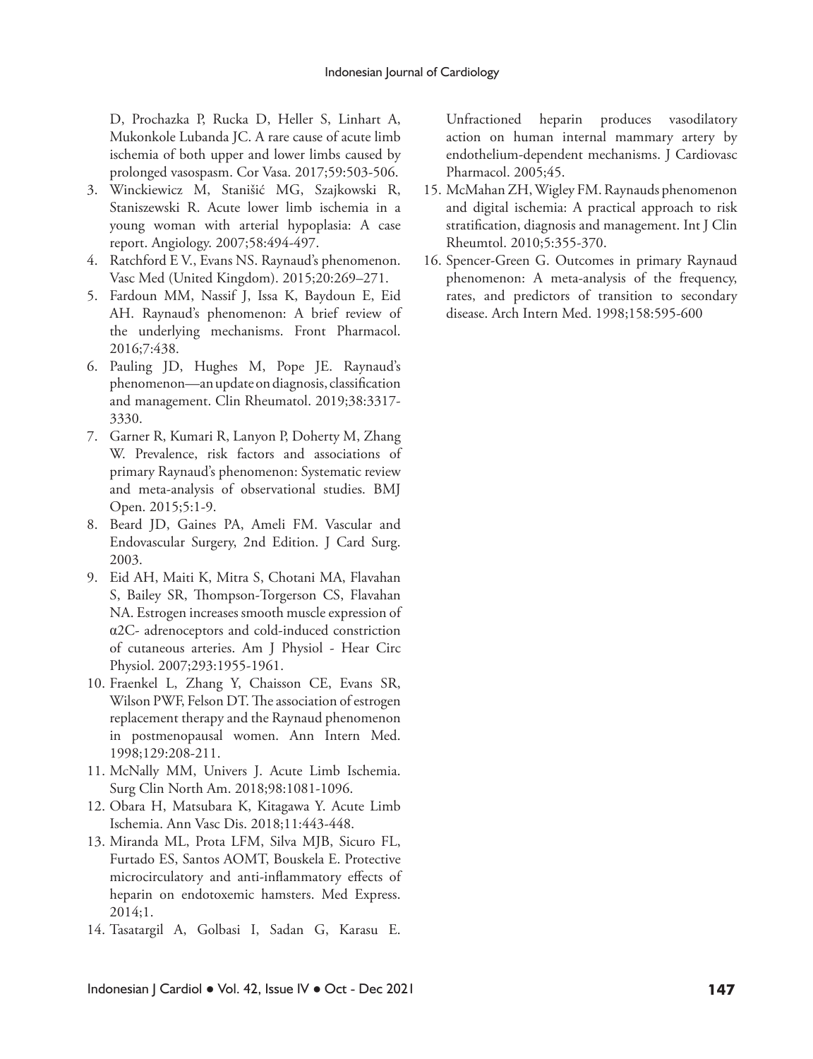D, Prochazka P, Rucka D, Heller S, Linhart A, Mukonkole Lubanda JC. A rare cause of acute limb ischemia of both upper and lower limbs caused by prolonged vasospasm. Cor Vasa. 2017;59:503-506.

3. Winckiewicz M, Stanišić MG, Szajkowski R, Staniszewski R. Acute lower limb ischemia in a young woman with arterial hypoplasia: A case report. Angiology. 2007;58:494-497.
4. Ratchford E V., Evans NS. Raynaud's phenomenon. Vasc Med (United Kingdom). 2015;20:269–271.
5. Fardoun MM, Nassif J, Issa K, Baydoun E, Eid AH. Raynaud's phenomenon: A brief review of the underlying mechanisms. Front Pharmacol. 2016;7:438.
6. Pauling JD, Hughes M, Pope JE. Raynaud's phenomenon—an update on diagnosis, classification and management. Clin Rheumatol. 2019;38:3317-3330.
7. Garner R, Kumari R, Lanyon P, Doherty M, Zhang W. Prevalence, risk factors and associations of primary Raynaud's phenomenon: Systematic review and meta-analysis of observational studies. BMJ Open. 2015;5:1-9.
8. Beard JD, Gaines PA, Ameli FM. Vascular and Endovascular Surgery, 2nd Edition. J Card Surg. 2003.
9. Eid AH, Maiti K, Mitra S, Chotani MA, Flavahan S, Bailey SR, Thompson-Torgerson CS, Flavahan NA. Estrogen increases smooth muscle expression of α2C- adrenoceptors and cold-induced constriction of cutaneous arteries. Am J Physiol - Hear Circ Physiol. 2007;293:1955-1961.
10. Fraenkel L, Zhang Y, Chaisson CE, Evans SR, Wilson PWF, Felson DT. The association of estrogen replacement therapy and the Raynaud phenomenon in postmenopausal women. Ann Intern Med. 1998;129:208-211.
11. McNally MM, Univers J. Acute Limb Ischemia. Surg Clin North Am. 2018;98:1081-1096.
12. Obara H, Matsubara K, Kitagawa Y. Acute Limb Ischemia. Ann Vasc Dis. 2018;11:443-448.
13. Miranda ML, Prota LFM, Silva MJB, Sicuro FL, Furtado ES, Santos AOMT, Bouskela E. Protective microcirculatory and anti-inflammatory effects of heparin on endotoxemic hamsters. Med Express. 2014;1.
14. Tasatargil A, Golbasi I, Sadan G, Karasu E. Unfractioned heparin produces vasodilatory action on human internal mammary artery by endothelium-dependent mechanisms. J Cardiovasc Pharmacol. 2005;45.
15. McMahan ZH, Wigley FM. Raynauds phenomenon and digital ischemia: A practical approach to risk stratification, diagnosis and management. Int J Clin Rheumtol. 2010;5:355-370.
16. Spencer-Green G. Outcomes in primary Raynaud phenomenon: A meta-analysis of the frequency, rates, and predictors of transition to secondary disease. Arch Intern Med. 1998;158:595-600